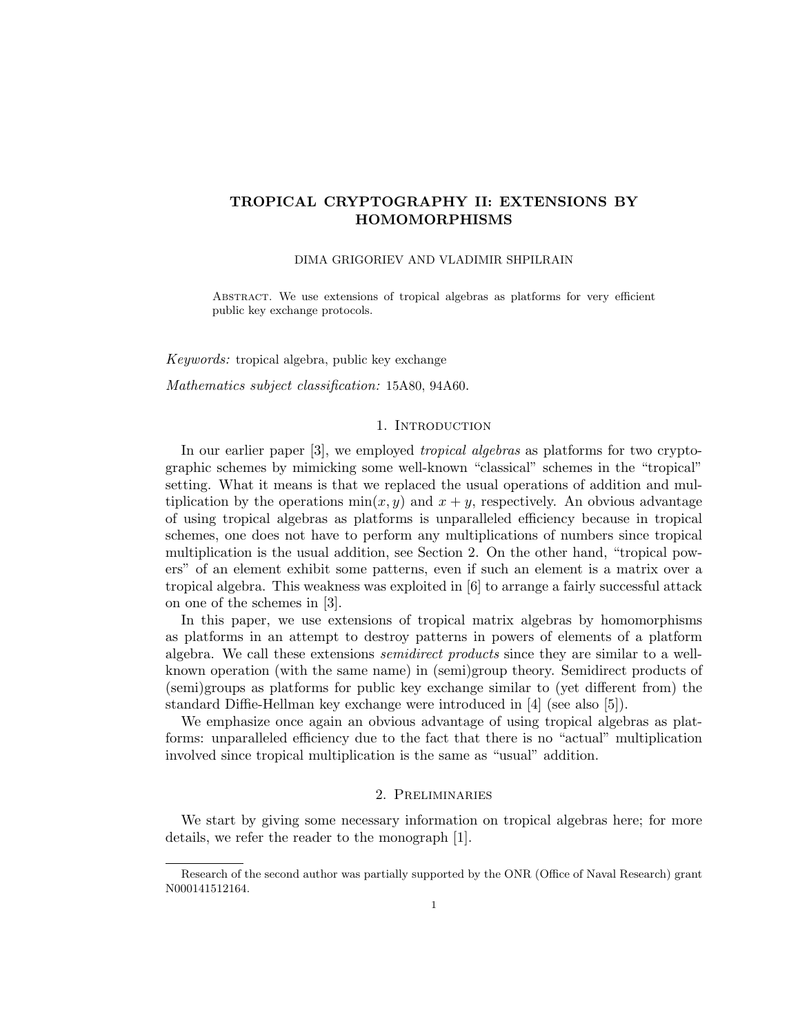# TROPICAL CRYPTOGRAPHY II: EXTENSIONS BY HOMOMORPHISMS

DIMA GRIGORIEV AND VLADIMIR SHPILRAIN

Abstract. We use extensions of tropical algebras as platforms for very efficient public key exchange protocols.

*Keywords:* tropical algebra, public key exchange

*Mathematics subject classification:* 15A80, 94A60.

## 1. Introduction

In our earlier paper [3], we employed *tropical algebras* as platforms for two cryptographic schemes by mimicking some well-known "classical" schemes in the "tropical" setting. What it means is that we replaced the usual operations of addition and multiplication by the operations $\min(x, y)$ and $x + y$, respectively. An obvious advantage of using tropical algebras as platforms is unparalleled efficiency because in tropical schemes, one does not have to perform any multiplications of numbers since tropical multiplication is the usual addition, see Section 2. On the other hand, "tropical powers" of an element exhibit some patterns, even if such an element is a matrix over a tropical algebra. This weakness was exploited in [6] to arrange a fairly successful attack on one of the schemes in [3].

In this paper, we use extensions of tropical matrix algebras by homomorphisms as platforms in an attempt to destroy patterns in powers of elements of a platform algebra. We call these extensions *semidirect products* since they are similar to a well-known operation (with the same name) in (semi)group theory. Semidirect products of (semi)groups as platforms for public key exchange similar to (yet different from) the standard Diffie-Hellman key exchange were introduced in [4] (see also [5]).

We emphasize once again an obvious advantage of using tropical algebras as platforms: unparalleled efficiency due to the fact that there is no "actual" multiplication involved since tropical multiplication is the same as "usual" addition.

## 2. Preliminaries

We start by giving some necessary information on tropical algebras here; for more details, we refer the reader to the monograph [1].

Research of the second author was partially supported by the ONR (Office of Naval Research) grant N000141512164.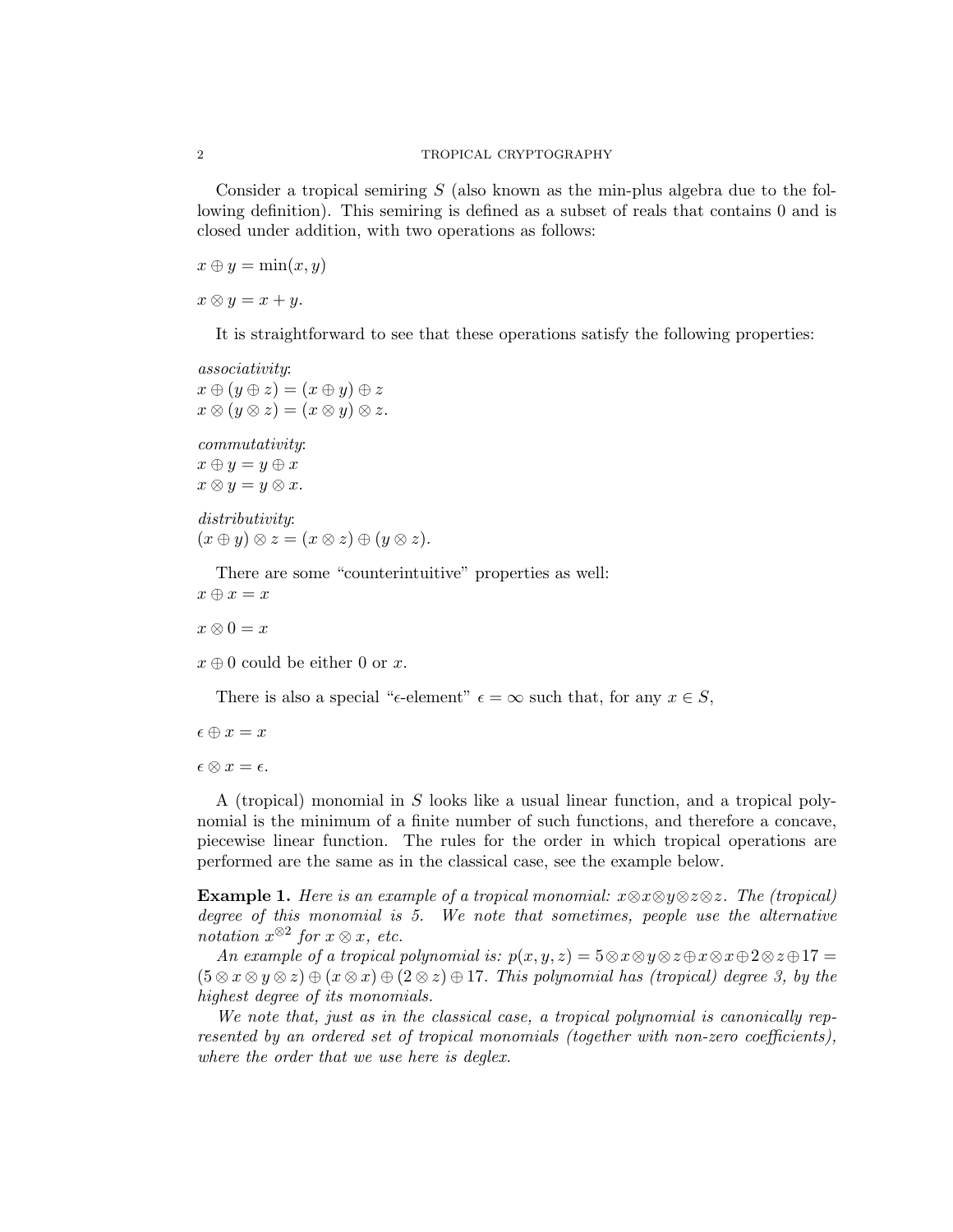Consider a tropical semiring $S$ (also known as the min-plus algebra due to the following definition). This semiring is defined as a subset of reals that contains 0 and is closed under addition, with two operations as follows:

$x \oplus y = \min(x, y)$

$x \otimes y = x + y$.

It is straightforward to see that these operations satisfy the following properties:

*associativity*:
$x \oplus (y \oplus z) = (x \oplus y) \oplus z$
$x \otimes (y \otimes z) = (x \otimes y) \otimes z$.

*commutativity*:
$x \oplus y = y \oplus x$
$x \otimes y = y \otimes x$.

*distributivity*:
$(x \oplus y) \otimes z = (x \otimes z) \oplus (y \otimes z)$.

There are some "counterintuitive" properties as well:
$x \oplus x = x$

$x \otimes 0 = x$

$x \oplus 0$ could be either 0 or $x$.

There is also a special "$\epsilon$-element" $\epsilon = \infty$ such that, for any $x \in S$,

$\epsilon \oplus x = x$

$\epsilon \otimes x = \epsilon$.

A (tropical) monomial in $S$ looks like a usual linear function, and a tropical polynomial is the minimum of a finite number of such functions, and therefore a concave, piecewise linear function. The rules for the order in which tropical operations are performed are the same as in the classical case, see the example below.

**Example 1.** *Here is an example of a tropical monomial: $x \otimes x \otimes y \otimes z \otimes z$. The (tropical) degree of this monomial is 5. We note that sometimes, people use the alternative notation $x^{\otimes 2}$ for $x \otimes x$, etc.*

*An example of a tropical polynomial is: $p(x, y, z) = 5 \otimes x \otimes y \otimes z \oplus x \otimes x \oplus 2 \otimes z \oplus 17 = (5 \otimes x \otimes y \otimes z) \oplus (x \otimes x) \oplus (2 \otimes z) \oplus 17$. This polynomial has (tropical) degree 3, by the highest degree of its monomials.*

*We note that, just as in the classical case, a tropical polynomial is canonically represented by an ordered set of tropical monomials (together with non-zero coefficients), where the order that we use here is deglex.*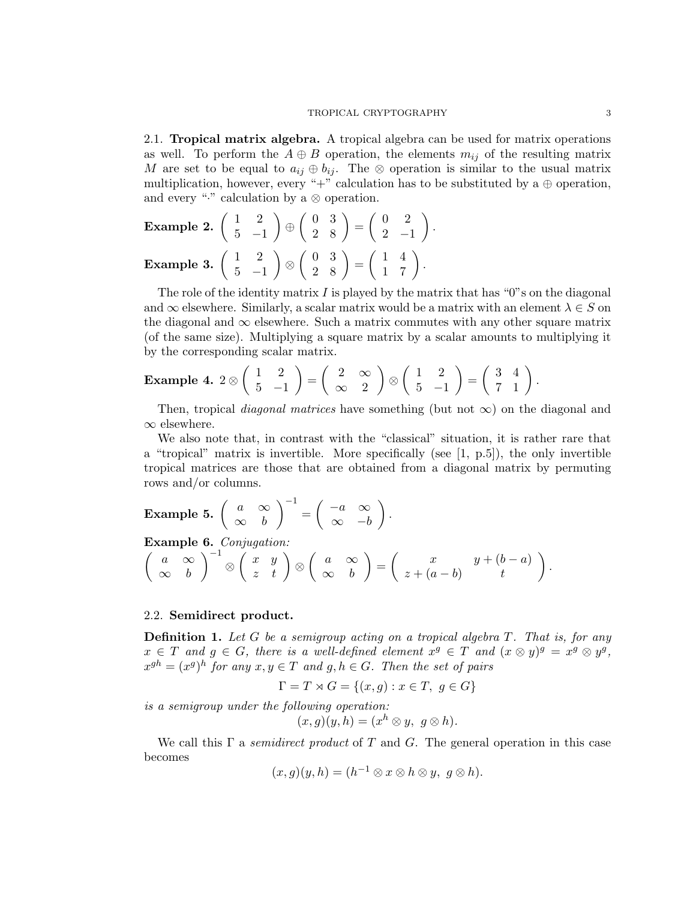### 2.1. Tropical matrix algebra.

A tropical algebra can be used for matrix operations as well. To perform the $A \oplus B$ operation, the elements $m_{ij}$ of the resulting matrix $M$ are set to be equal to $a_{ij} \oplus b_{ij}$. The $\otimes$ operation is similar to the usual matrix multiplication, however, every "+" calculation has to be substituted by a $\oplus$ operation, and every "$\cdot$" calculation by a $\otimes$ operation.

**Example 2.** $\begin{pmatrix} 1 & 2 \\ 5 & -1 \end{pmatrix} \oplus \begin{pmatrix} 0 & 3 \\ 2 & 8 \end{pmatrix} = \begin{pmatrix} 0 & 2 \\ 2 & -1 \end{pmatrix}$.

**Example 3.** $\begin{pmatrix} 1 & 2 \\ 5 & -1 \end{pmatrix} \otimes \begin{pmatrix} 0 & 3 \\ 2 & 8 \end{pmatrix} = \begin{pmatrix} 1 & 4 \\ 1 & 7 \end{pmatrix}$.

The role of the identity matrix $I$ is played by the matrix that has "0"s on the diagonal and $\infty$ elsewhere. Similarly, a scalar matrix would be a matrix with an element $\lambda \in S$ on the diagonal and $\infty$ elsewhere. Such a matrix commutes with any other square matrix (of the same size). Multiplying a square matrix by a scalar amounts to multiplying it by the corresponding scalar matrix.

**Example 4.** $2 \otimes \begin{pmatrix} 1 & 2 \\ 5 & -1 \end{pmatrix} = \begin{pmatrix} 2 & \infty \\ \infty & 2 \end{pmatrix} \otimes \begin{pmatrix} 1 & 2 \\ 5 & -1 \end{pmatrix} = \begin{pmatrix} 3 & 4 \\ 7 & 1 \end{pmatrix}$.

Then, tropical *diagonal matrices* have something (but not $\infty$) on the diagonal and $\infty$ elsewhere.

We also note that, in contrast with the "classical" situation, it is rather rare that a "tropical" matrix is invertible. More specifically (see [1, p.5]), the only invertible tropical matrices are those that are obtained from a diagonal matrix by permuting rows and/or columns.

**Example 5.** $\begin{pmatrix} a & \infty \\ \infty & b \end{pmatrix}^{-1} = \begin{pmatrix} -a & \infty \\ \infty & -b \end{pmatrix}$.

**Example 6.** *Conjugation:*

$$\begin{pmatrix} a & \infty \\ \infty & b \end{pmatrix}^{-1} \otimes \begin{pmatrix} x & y \\ z & t \end{pmatrix} \otimes \begin{pmatrix} a & \infty \\ \infty & b \end{pmatrix} = \begin{pmatrix} x & y + (b-a) \\ z + (a-b) & t \end{pmatrix}.$$

### 2.2. Semidirect product.

**Definition 1.** *Let $G$ be a semigroup acting on a tropical algebra $T$. That is, for any $x \in T$ and $g \in G$, there is a well-defined element $x^g \in T$ and $(x \otimes y)^g = x^g \otimes y^g$, $x^{gh} = (x^g)^h$ for any $x, y \in T$ and $g, h \in G$. Then the set of pairs*

$$\Gamma = T \rtimes G = \{(x, g) : x \in T, \ g \in G\}$$

*is a semigroup under the following operation:*

$$(x, g)(y, h) = (x^h \otimes y, \ g \otimes h).$$

We call this $\Gamma$ a *semidirect product* of $T$ and $G$. The general operation in this case becomes

$$(x, g)(y, h) = (h^{-1} \otimes x \otimes h \otimes y, \ g \otimes h).$$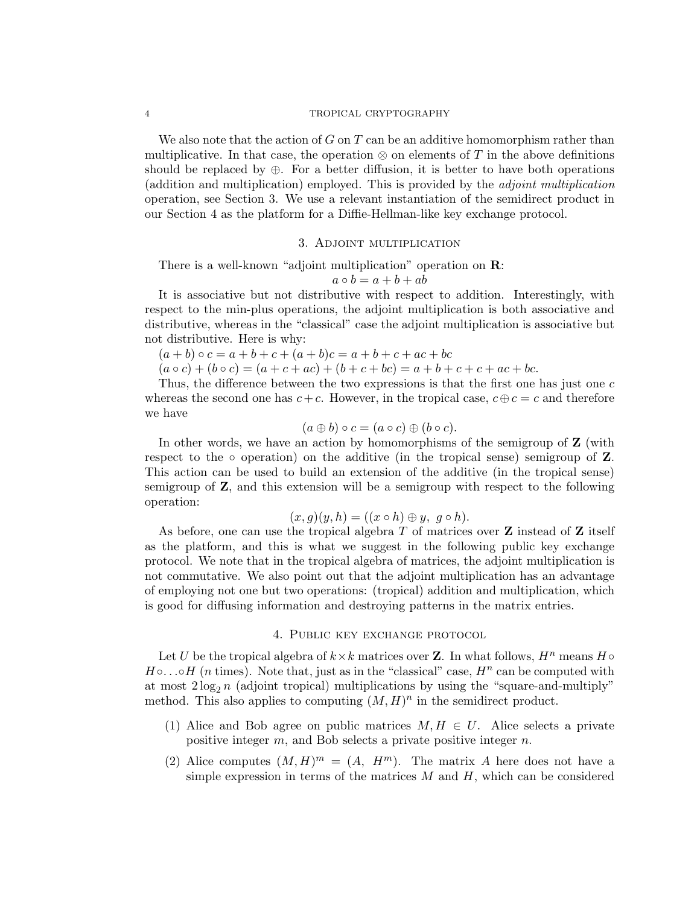We also note that the action of $G$ on $T$ can be an additive homomorphism rather than multiplicative. In that case, the operation $\otimes$ on elements of $T$ in the above definitions should be replaced by $\oplus$. For a better diffusion, it is better to have both operations (addition and multiplication) employed. This is provided by the *adjoint multiplication* operation, see Section 3. We use a relevant instantiation of the semidirect product in our Section 4 as the platform for a Diffie-Hellman-like key exchange protocol.

## 3. Adjoint multiplication

There is a well-known "adjoint multiplication" operation on $\mathbf{R}$:

$$a \circ b = a + b + ab$$

It is associative but not distributive with respect to addition. Interestingly, with respect to the min-plus operations, the adjoint multiplication is both associative and distributive, whereas in the "classical" case the adjoint multiplication is associative but not distributive. Here is why:

$(a + b) \circ c = a + b + c + (a + b)c = a + b + c + ac + bc$

$(a \circ c) + (b \circ c) = (a + c + ac) + (b + c + bc) = a + b + c + c + ac + bc.$

Thus, the difference between the two expressions is that the first one has just one $c$ whereas the second one has $c + c$. However, in the tropical case, $c \oplus c = c$ and therefore we have

$$(a \oplus b) \circ c = (a \circ c) \oplus (b \circ c).$$

In other words, we have an action by homomorphisms of the semigroup of $\mathbf{Z}$ (with respect to the $\circ$ operation) on the additive (in the tropical sense) semigroup of $\mathbf{Z}$. This action can be used to build an extension of the additive (in the tropical sense) semigroup of $\mathbf{Z}$, and this extension will be a semigroup with respect to the following operation:

$$(x, g)(y, h) = ((x \circ h) \oplus y,\ g \circ h).$$

As before, one can use the tropical algebra $T$ of matrices over $\mathbf{Z}$ instead of $\mathbf{Z}$ itself as the platform, and this is what we suggest in the following public key exchange protocol. We note that in the tropical algebra of matrices, the adjoint multiplication is not commutative. We also point out that the adjoint multiplication has an advantage of employing not one but two operations: (tropical) addition and multiplication, which is good for diffusing information and destroying patterns in the matrix entries.

## 4. Public key exchange protocol

Let $U$ be the tropical algebra of $k \times k$ matrices over $\mathbf{Z}$. In what follows, $H^n$ means $H \circ H \circ \ldots \circ H$ ($n$ times). Note that, just as in the "classical" case, $H^n$ can be computed with at most $2 \log_2 n$ (adjoint tropical) multiplications by using the "square-and-multiply" method. This also applies to computing $(M, H)^n$ in the semidirect product.

(1) Alice and Bob agree on public matrices $M, H \in U$. Alice selects a private positive integer $m$, and Bob selects a private positive integer $n$.

(2) Alice computes $(M, H)^m = (A,\ H^m)$. The matrix $A$ here does not have a simple expression in terms of the matrices $M$ and $H$, which can be considered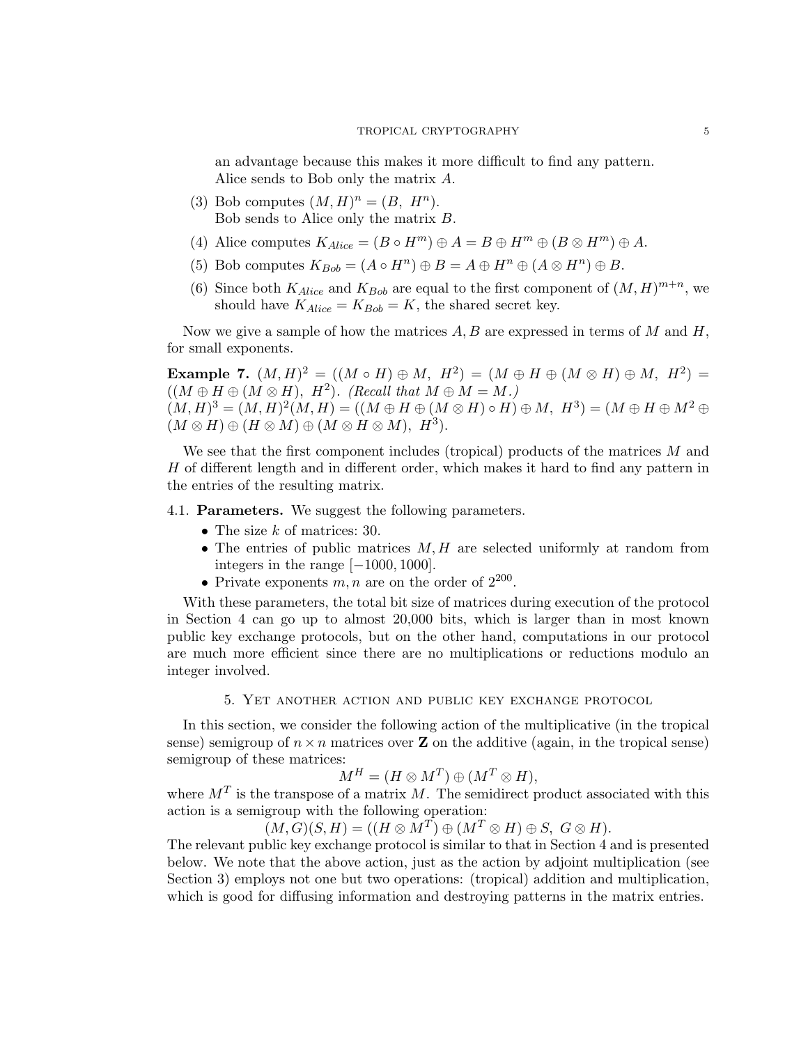an advantage because this makes it more difficult to find any pattern.
Alice sends to Bob only the matrix $A$.

(3) Bob computes $(M, H)^n = (B,\ H^n)$.
Bob sends to Alice only the matrix $B$.

(4) Alice computes $K_{Alice} = (B \circ H^m) \oplus A = B \oplus H^m \oplus (B \otimes H^m) \oplus A$.

(5) Bob computes $K_{Bob} = (A \circ H^n) \oplus B = A \oplus H^n \oplus (A \otimes H^n) \oplus B$.

(6) Since both $K_{Alice}$ and $K_{Bob}$ are equal to the first component of $(M, H)^{m+n}$, we should have $K_{Alice} = K_{Bob} = K$, the shared secret key.

Now we give a sample of how the matrices $A, B$ are expressed in terms of $M$ and $H$, for small exponents.

**Example 7.** $(M, H)^2 = ((M \circ H) \oplus M,\ H^2) = (M \oplus H \oplus (M \otimes H) \oplus M,\ H^2) = ((M \oplus H \oplus (M \otimes H),\ H^2)$. *(Recall that $M \oplus M = M$.)*
$(M, H)^3 = (M, H)^2(M, H) = ((M \oplus H \oplus (M \otimes H) \circ H) \oplus M,\ H^3) = (M \oplus H \oplus M^2 \oplus (M \otimes H) \oplus (H \otimes M) \oplus (M \otimes H \otimes M),\ H^3)$.

We see that the first component includes (tropical) products of the matrices $M$ and $H$ of different length and in different order, which makes it hard to find any pattern in the entries of the resulting matrix.

4.1. **Parameters.** We suggest the following parameters.

- The size $k$ of matrices: 30.
- The entries of public matrices $M, H$ are selected uniformly at random from integers in the range $[-1000, 1000]$.
- Private exponents $m, n$ are on the order of $2^{200}$.

With these parameters, the total bit size of matrices during execution of the protocol in Section 4 can go up to almost 20,000 bits, which is larger than in most known public key exchange protocols, but on the other hand, computations in our protocol are much more efficient since there are no multiplications or reductions modulo an integer involved.

## 5. Yet another action and public key exchange protocol

In this section, we consider the following action of the multiplicative (in the tropical sense) semigroup of $n \times n$ matrices over $\mathbf{Z}$ on the additive (again, in the tropical sense) semigroup of these matrices:

$$M^H = (H \otimes M^T) \oplus (M^T \otimes H),$$

where $M^T$ is the transpose of a matrix $M$. The semidirect product associated with this action is a semigroup with the following operation:

$$(M, G)(S, H) = ((H \otimes M^T) \oplus (M^T \otimes H) \oplus S,\ G \otimes H).$$

The relevant public key exchange protocol is similar to that in Section 4 and is presented below. We note that the above action, just as the action by adjoint multiplication (see Section 3) employs not one but two operations: (tropical) addition and multiplication, which is good for diffusing information and destroying patterns in the matrix entries.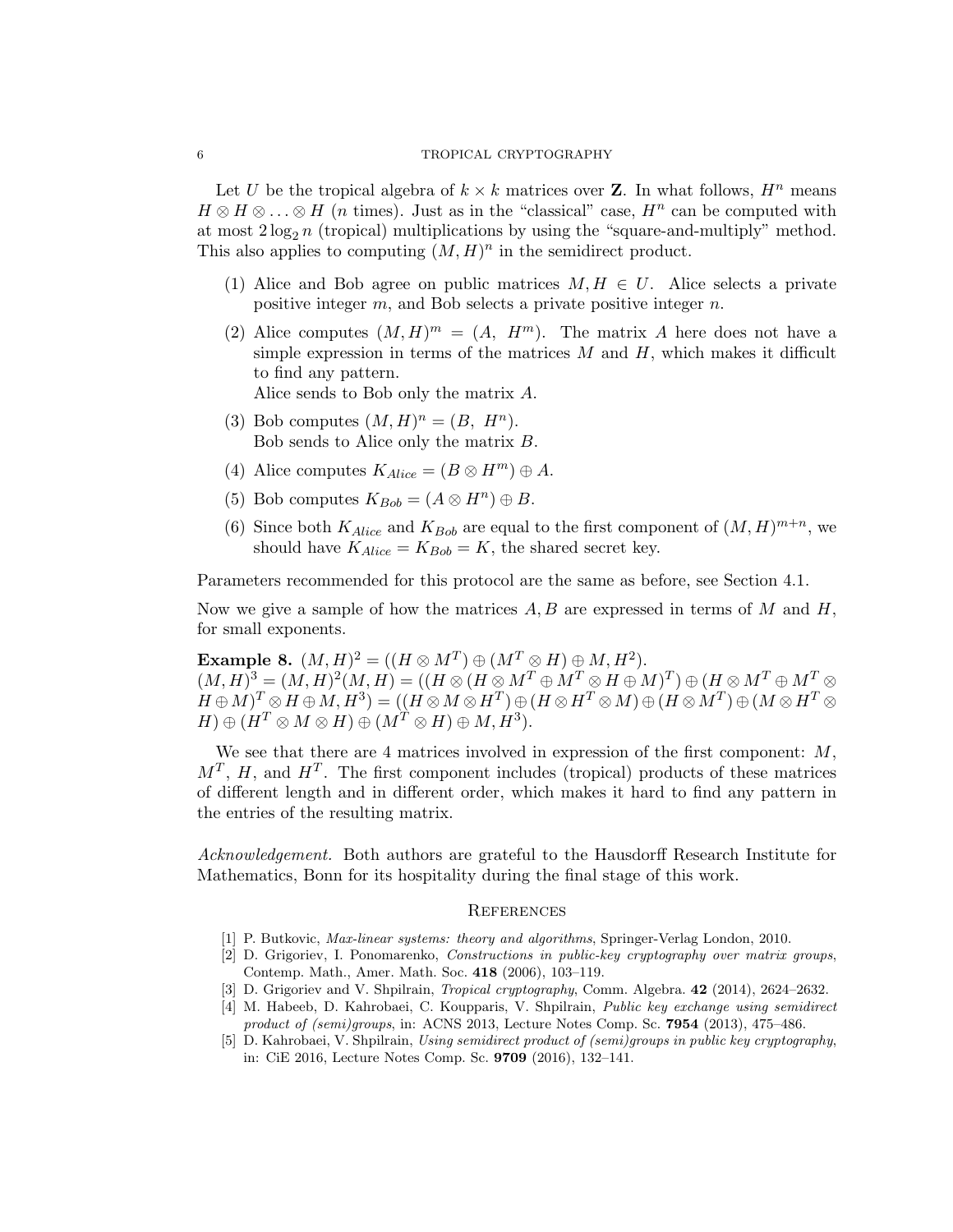Let $U$ be the tropical algebra of $k \times k$ matrices over $\mathbf{Z}$. In what follows, $H^n$ means $H \otimes H \otimes \ldots \otimes H$ ($n$ times). Just as in the "classical" case, $H^n$ can be computed with at most $2\log_2 n$ (tropical) multiplications by using the "square-and-multiply" method. This also applies to computing $(M, H)^n$ in the semidirect product.

(1) Alice and Bob agree on public matrices $M, H \in U$. Alice selects a private positive integer $m$, and Bob selects a private positive integer $n$.

(2) Alice computes $(M, H)^m = (A,\ H^m)$. The matrix $A$ here does not have a simple expression in terms of the matrices $M$ and $H$, which makes it difficult to find any pattern.
Alice sends to Bob only the matrix $A$.

(3) Bob computes $(M, H)^n = (B,\ H^n)$.
Bob sends to Alice only the matrix $B$.

(4) Alice computes $K_{Alice} = (B \otimes H^m) \oplus A$.

(5) Bob computes $K_{Bob} = (A \otimes H^n) \oplus B$.

(6) Since both $K_{Alice}$ and $K_{Bob}$ are equal to the first component of $(M, H)^{m+n}$, we should have $K_{Alice} = K_{Bob} = K$, the shared secret key.

Parameters recommended for this protocol are the same as before, see Section 4.1.

Now we give a sample of how the matrices $A, B$ are expressed in terms of $M$ and $H$, for small exponents.

**Example 8.** $(M, H)^2 = ((H \otimes M^T) \oplus (M^T \otimes H) \oplus M, H^2)$.
$(M, H)^3 = (M, H)^2(M, H) = ((H \otimes (H \otimes M^T \oplus M^T \otimes H \oplus M)^T) \oplus (H \otimes M^T \oplus M^T \otimes H \oplus M)^T \otimes H \oplus M, H^3) = ((H \otimes M \otimes H^T) \oplus (H \otimes H^T \otimes M) \oplus (H \otimes M^T) \oplus (M \otimes H^T \otimes H) \oplus (H^T \otimes M \otimes H) \oplus (M^T \otimes H) \oplus M, H^3)$.

We see that there are 4 matrices involved in expression of the first component: $M$, $M^T$, $H$, and $H^T$. The first component includes (tropical) products of these matrices of different length and in different order, which makes it hard to find any pattern in the entries of the resulting matrix.

*Acknowledgement.* Both authors are grateful to the Hausdorff Research Institute for Mathematics, Bonn for its hospitality during the final stage of this work.

## References

[1] P. Butkovic, *Max-linear systems: theory and algorithms*, Springer-Verlag London, 2010.

[2] D. Grigoriev, I. Ponomarenko, *Constructions in public-key cryptography over matrix groups*, Contemp. Math., Amer. Math. Soc. **418** (2006), 103–119.

[3] D. Grigoriev and V. Shpilrain, *Tropical cryptography*, Comm. Algebra. **42** (2014), 2624–2632.

[4] M. Habeeb, D. Kahrobaei, C. Koupparis, V. Shpilrain, *Public key exchange using semidirect product of (semi)groups*, in: ACNS 2013, Lecture Notes Comp. Sc. **7954** (2013), 475–486.

[5] D. Kahrobaei, V. Shpilrain, *Using semidirect product of (semi)groups in public key cryptography*, in: CiE 2016, Lecture Notes Comp. Sc. **9709** (2016), 132–141.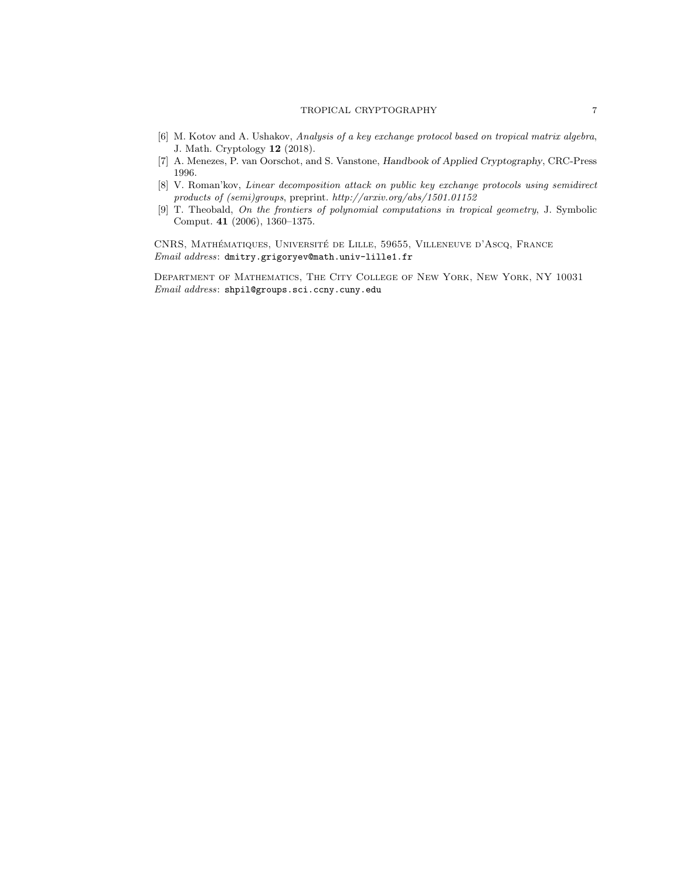[6] M. Kotov and A. Ushakov, *Analysis of a key exchange protocol based on tropical matrix algebra*, J. Math. Cryptology **12** (2018).

[7] A. Menezes, P. van Oorschot, and S. Vanstone, *Handbook of Applied Cryptography*, CRC-Press 1996.

[8] V. Roman'kov, *Linear decomposition attack on public key exchange protocols using semidirect products of (semi)groups*, preprint. *http://arxiv.org/abs/1501.01152*

[9] T. Theobald, *On the frontiers of polynomial computations in tropical geometry*, J. Symbolic Comput. **41** (2006), 1360–1375.

CNRS, Mathématiques, Université de Lille, 59655, Villeneuve d'Ascq, France
*Email address*: `dmitry.grigoryev@math.univ-lille1.fr`

Department of Mathematics, The City College of New York, New York, NY 10031
*Email address*: `shpil@groups.sci.ccny.cuny.edu`